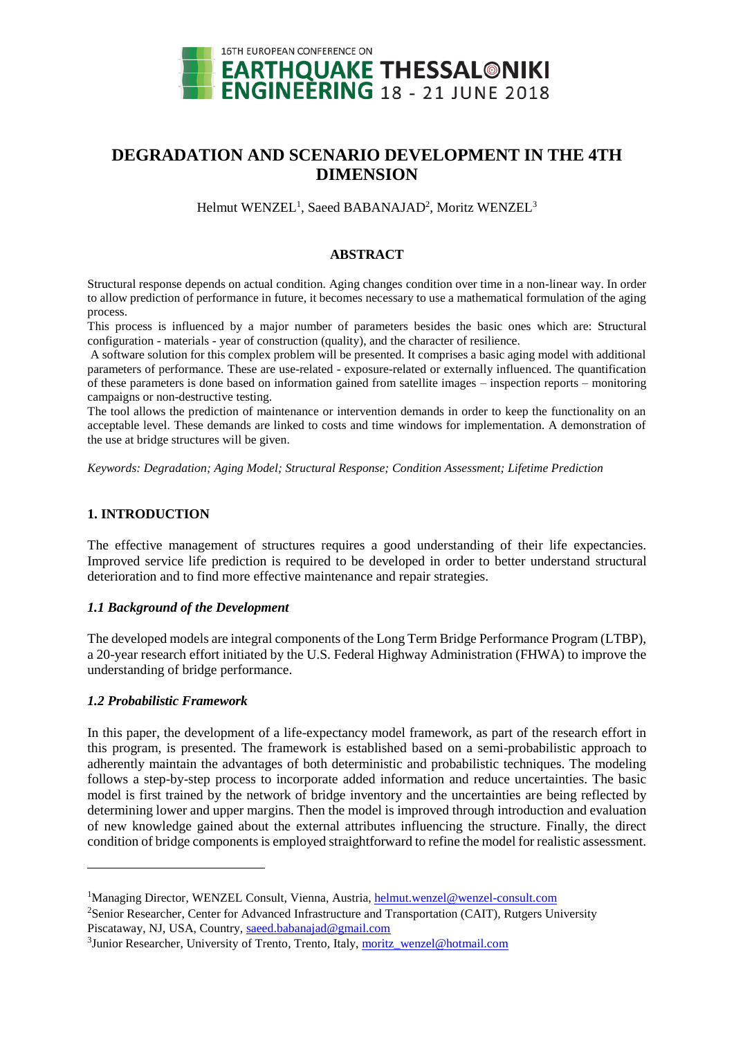# DEGRADATION AND SCENARIO DEVELOPMENT IN THE 4TH DIMENSION

Helmut WENZEL[1], Saeed BABANAJAD[2], Moritz WENZEL[3]

## ABSTRACT

Structural response depends on actual condition. Aging changes condition over time in a non-linear way. In order to allow prediction of performance in future, it becomes necessary to use a mathematical formulation of the aging process.

This process is influenced by a major number of parameters besides the basic ones which are: Structural configuration - materials - year of construction (quality), and the character of resilience.

A software solution for this complex problem will be presented. It comprises a basic aging model with additional parameters of performance. These are use-related - exposure-related or externally influenced. The quantification of these parameters is done based on information gained from satellite images – inspection reports – monitoring campaigns or non-destructive testing.

The tool allows the prediction of maintenance or intervention demands in order to keep the functionality on an acceptable level. These demands are linked to costs and time windows for implementation. A demonstration of the use at bridge structures will be given.

*Keywords: Degradation; Aging Model; Structural Response; Condition Assessment; Lifetime Prediction*

## 1. INTRODUCTION

The effective management of structures requires a good understanding of their life expectancies. Improved service life prediction is required to be developed in order to better understand structural deterioration and to find more effective maintenance and repair strategies.

### *1.1 Background of the Development*

The developed models are integral components of the Long Term Bridge Performance Program (LTBP), a 20-year research effort initiated by the U.S. Federal Highway Administration (FHWA) to improve the understanding of bridge performance.

### *1.2 Probabilistic Framework*

In this paper, the development of a life-expectancy model framework, as part of the research effort in this program, is presented. The framework is established based on a semi-probabilistic approach to adherently maintain the advantages of both deterministic and probabilistic techniques. The modeling follows a step-by-step process to incorporate added information and reduce uncertainties. The basic model is first trained by the network of bridge inventory and the uncertainties are being reflected by determining lower and upper margins. Then the model is improved through introduction and evaluation of new knowledge gained about the external attributes influencing the structure. Finally, the direct condition of bridge components is employed straightforward to refine the model for realistic assessment.

---

[1]Managing Director, WENZEL Consult, Vienna, Austria, helmut.wenzel@wenzel-consult.com

[2]Senior Researcher, Center for Advanced Infrastructure and Transportation (CAIT), Rutgers University Piscataway, NJ, USA, Country, saeed.babanajad@gmail.com

[3]Junior Researcher, University of Trento, Trento, Italy, moritz_wenzel@hotmail.com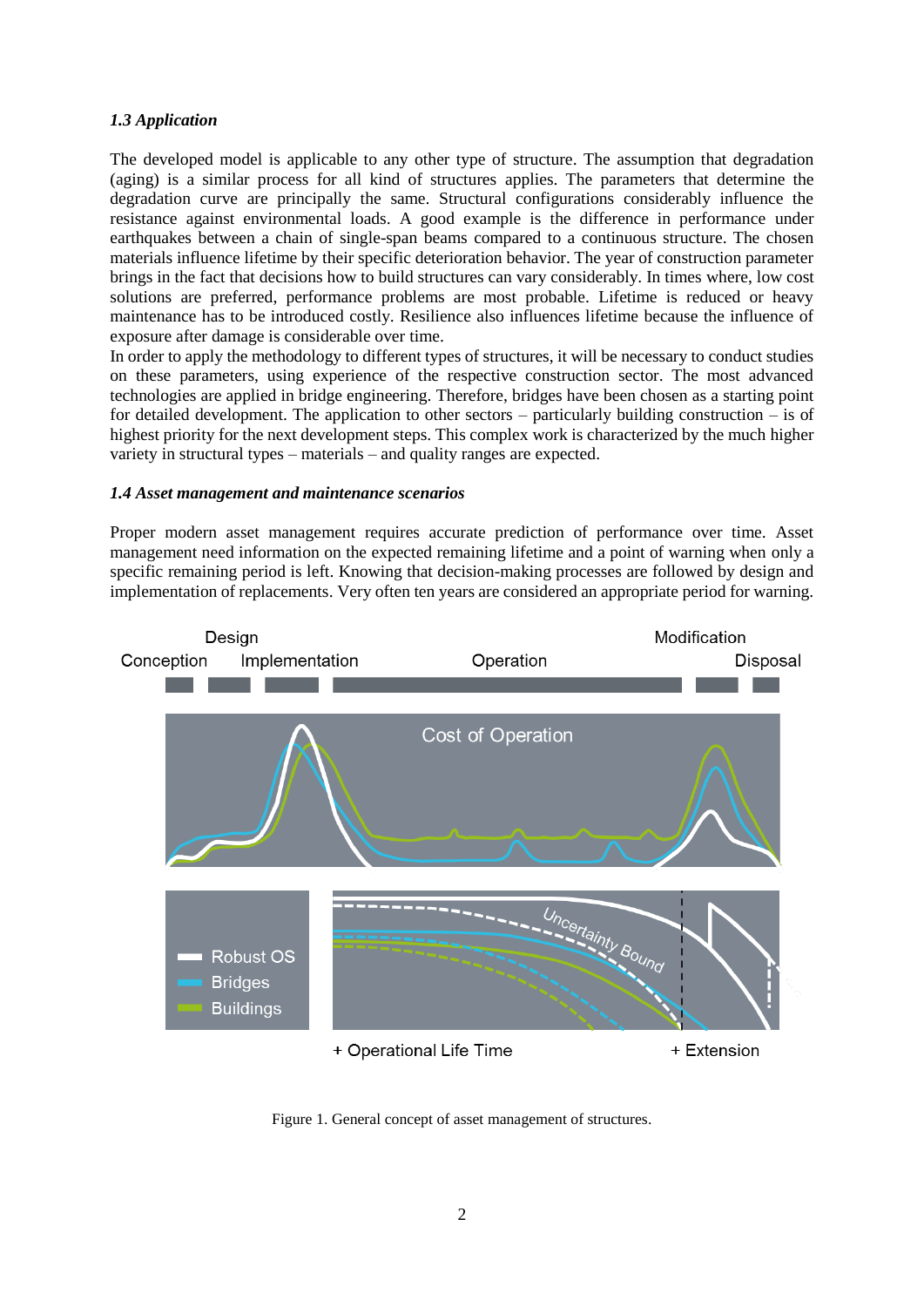### *1.3 Application*

The developed model is applicable to any other type of structure. The assumption that degradation (aging) is a similar process for all kind of structures applies. The parameters that determine the degradation curve are principally the same. Structural configurations considerably influence the resistance against environmental loads. A good example is the difference in performance under earthquakes between a chain of single-span beams compared to a continuous structure. The chosen materials influence lifetime by their specific deterioration behavior. The year of construction parameter brings in the fact that decisions how to build structures can vary considerably. In times where, low cost solutions are preferred, performance problems are most probable. Lifetime is reduced or heavy maintenance has to be introduced costly. Resilience also influences lifetime because the influence of exposure after damage is considerable over time.

In order to apply the methodology to different types of structures, it will be necessary to conduct studies on these parameters, using experience of the respective construction sector. The most advanced technologies are applied in bridge engineering. Therefore, bridges have been chosen as a starting point for detailed development. The application to other sectors – particularly building construction – is of highest priority for the next development steps. This complex work is characterized by the much higher variety in structural types – materials – and quality ranges are expected.

### *1.4 Asset management and maintenance scenarios*

Proper modern asset management requires accurate prediction of performance over time. Asset management need information on the expected remaining lifetime and a point of warning when only a specific remaining period is left. Knowing that decision-making processes are followed by design and implementation of replacements. Very often ten years are considered an appropriate period for warning.

Figure 1. General concept of asset management of structures.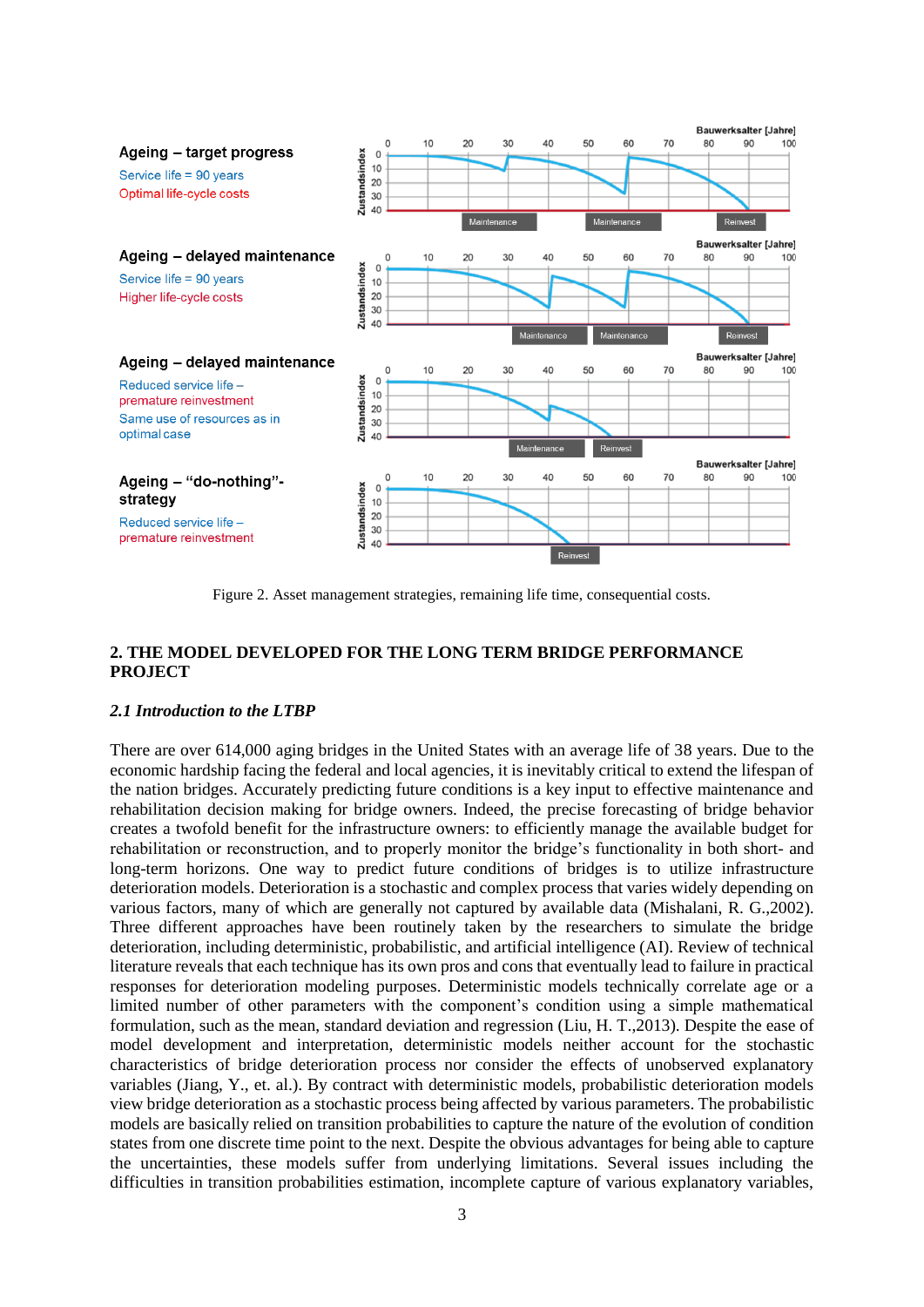Ageing – target progress

Service life = 90 years

Optimal life-cycle costs

Ageing – delayed maintenance

Service life = 90 years

Higher life-cycle costs

Ageing – delayed maintenance

Reduced service life – premature reinvestment

Same use of resources as in optimal case

Ageing – "do-nothing"-strategy

Reduced service life – premature reinvestment

Figure 2. Asset management strategies, remaining life time, consequential costs.

## 2. THE MODEL DEVELOPED FOR THE LONG TERM BRIDGE PERFORMANCE PROJECT

### *2.1 Introduction to the LTBP*

There are over 614,000 aging bridges in the United States with an average life of 38 years. Due to the economic hardship facing the federal and local agencies, it is inevitably critical to extend the lifespan of the nation bridges. Accurately predicting future conditions is a key input to effective maintenance and rehabilitation decision making for bridge owners. Indeed, the precise forecasting of bridge behavior creates a twofold benefit for the infrastructure owners: to efficiently manage the available budget for rehabilitation or reconstruction, and to properly monitor the bridge's functionality in both short- and long-term horizons. One way to predict future conditions of bridges is to utilize infrastructure deterioration models. Deterioration is a stochastic and complex process that varies widely depending on various factors, many of which are generally not captured by available data (Mishalani, R. G.,2002). Three different approaches have been routinely taken by the researchers to simulate the bridge deterioration, including deterministic, probabilistic, and artificial intelligence (AI). Review of technical literature reveals that each technique has its own pros and cons that eventually lead to failure in practical responses for deterioration modeling purposes. Deterministic models technically correlate age or a limited number of other parameters with the component's condition using a simple mathematical formulation, such as the mean, standard deviation and regression (Liu, H. T.,2013). Despite the ease of model development and interpretation, deterministic models neither account for the stochastic characteristics of bridge deterioration process nor consider the effects of unobserved explanatory variables (Jiang, Y., et. al.). By contract with deterministic models, probabilistic deterioration models view bridge deterioration as a stochastic process being affected by various parameters. The probabilistic models are basically relied on transition probabilities to capture the nature of the evolution of condition states from one discrete time point to the next. Despite the obvious advantages for being able to capture the uncertainties, these models suffer from underlying limitations. Several issues including the difficulties in transition probabilities estimation, incomplete capture of various explanatory variables,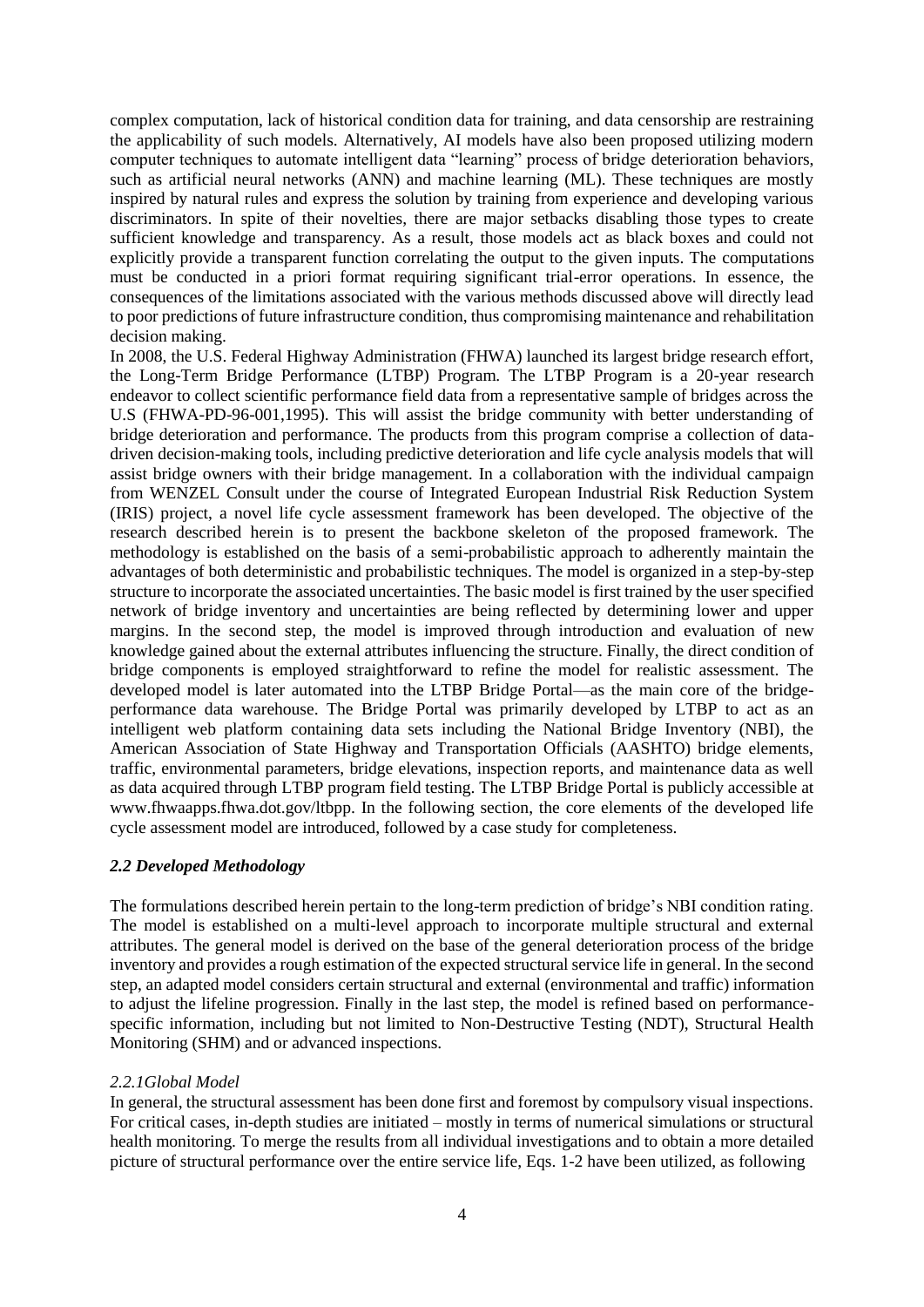complex computation, lack of historical condition data for training, and data censorship are restraining the applicability of such models. Alternatively, AI models have also been proposed utilizing modern computer techniques to automate intelligent data "learning" process of bridge deterioration behaviors, such as artificial neural networks (ANN) and machine learning (ML). These techniques are mostly inspired by natural rules and express the solution by training from experience and developing various discriminators. In spite of their novelties, there are major setbacks disabling those types to create sufficient knowledge and transparency. As a result, those models act as black boxes and could not explicitly provide a transparent function correlating the output to the given inputs. The computations must be conducted in a priori format requiring significant trial-error operations. In essence, the consequences of the limitations associated with the various methods discussed above will directly lead to poor predictions of future infrastructure condition, thus compromising maintenance and rehabilitation decision making.

In 2008, the U.S. Federal Highway Administration (FHWA) launched its largest bridge research effort, the Long-Term Bridge Performance (LTBP) Program. The LTBP Program is a 20-year research endeavor to collect scientific performance field data from a representative sample of bridges across the U.S (FHWA-PD-96-001,1995). This will assist the bridge community with better understanding of bridge deterioration and performance. The products from this program comprise a collection of data-driven decision-making tools, including predictive deterioration and life cycle analysis models that will assist bridge owners with their bridge management. In a collaboration with the individual campaign from WENZEL Consult under the course of Integrated European Industrial Risk Reduction System (IRIS) project, a novel life cycle assessment framework has been developed. The objective of the research described herein is to present the backbone skeleton of the proposed framework. The methodology is established on the basis of a semi-probabilistic approach to adherently maintain the advantages of both deterministic and probabilistic techniques. The model is organized in a step-by-step structure to incorporate the associated uncertainties. The basic model is first trained by the user specified network of bridge inventory and uncertainties are being reflected by determining lower and upper margins. In the second step, the model is improved through introduction and evaluation of new knowledge gained about the external attributes influencing the structure. Finally, the direct condition of bridge components is employed straightforward to refine the model for realistic assessment. The developed model is later automated into the LTBP Bridge Portal—as the main core of the bridge-performance data warehouse. The Bridge Portal was primarily developed by LTBP to act as an intelligent web platform containing data sets including the National Bridge Inventory (NBI), the American Association of State Highway and Transportation Officials (AASHTO) bridge elements, traffic, environmental parameters, bridge elevations, inspection reports, and maintenance data as well as data acquired through LTBP program field testing. The LTBP Bridge Portal is publicly accessible at www.fhwaapps.fhwa.dot.gov/ltbpp. In the following section, the core elements of the developed life cycle assessment model are introduced, followed by a case study for completeness.

### *2.2 Developed Methodology*

The formulations described herein pertain to the long-term prediction of bridge's NBI condition rating. The model is established on a multi-level approach to incorporate multiple structural and external attributes. The general model is derived on the base of the general deterioration process of the bridge inventory and provides a rough estimation of the expected structural service life in general. In the second step, an adapted model considers certain structural and external (environmental and traffic) information to adjust the lifeline progression. Finally in the last step, the model is refined based on performance-specific information, including but not limited to Non-Destructive Testing (NDT), Structural Health Monitoring (SHM) and or advanced inspections.

#### *2.2.1Global Model*

In general, the structural assessment has been done first and foremost by compulsory visual inspections. For critical cases, in-depth studies are initiated – mostly in terms of numerical simulations or structural health monitoring. To merge the results from all individual investigations and to obtain a more detailed picture of structural performance over the entire service life, Eqs. 1-2 have been utilized, as following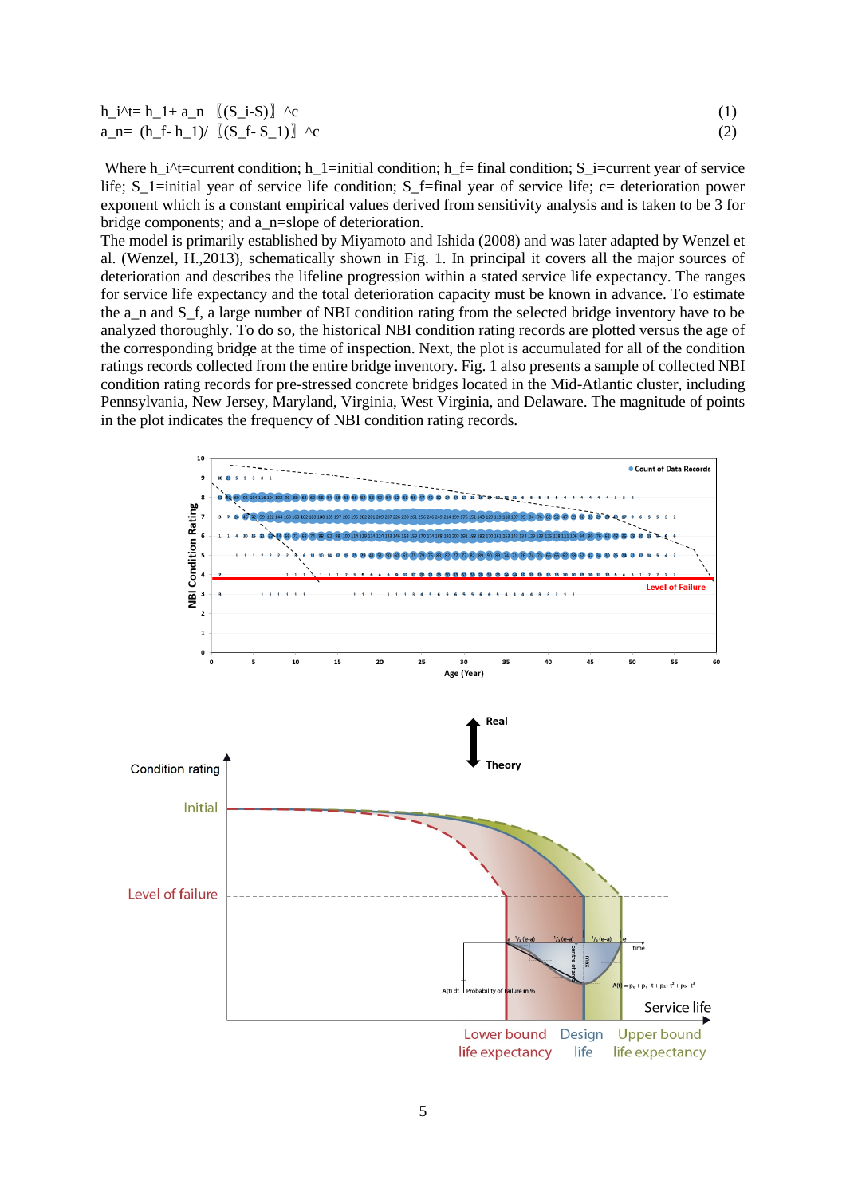$$h_i^t = h_1 + a_n \, (S_i - S)^c \quad (1)$$

$$a_n = (h_f - h_1) / (S_f - S_1)^c \quad (2)$$

Where $h_i^t$=current condition; $h_1$=initial condition; $h_f$= final condition; $S_i$=current year of service life; $S_1$=initial year of service life condition; $S_f$=final year of service life; c= deterioration power exponent which is a constant empirical values derived from sensitivity analysis and is taken to be 3 for bridge components; and $a_n$=slope of deterioration.

The model is primarily established by Miyamoto and Ishida (2008) and was later adapted by Wenzel et al. (Wenzel, H.,2013), schematically shown in Fig. 1. In principal it covers all the major sources of deterioration and describes the lifeline progression within a stated service life expectancy. The ranges for service life expectancy and the total deterioration capacity must be known in advance. To estimate the $a_n$ and $S_f$, a large number of NBI condition rating from the selected bridge inventory have to be analyzed thoroughly. To do so, the historical NBI condition rating records are plotted versus the age of the corresponding bridge at the time of inspection. Next, the plot is accumulated for all of the condition ratings records collected from the entire bridge inventory. Fig. 1 also presents a sample of collected NBI condition rating records for pre-stressed concrete bridges located in the Mid-Atlantic cluster, including Pennsylvania, New Jersey, Maryland, Virginia, West Virginia, and Delaware. The magnitude of points in the plot indicates the frequency of NBI condition rating records.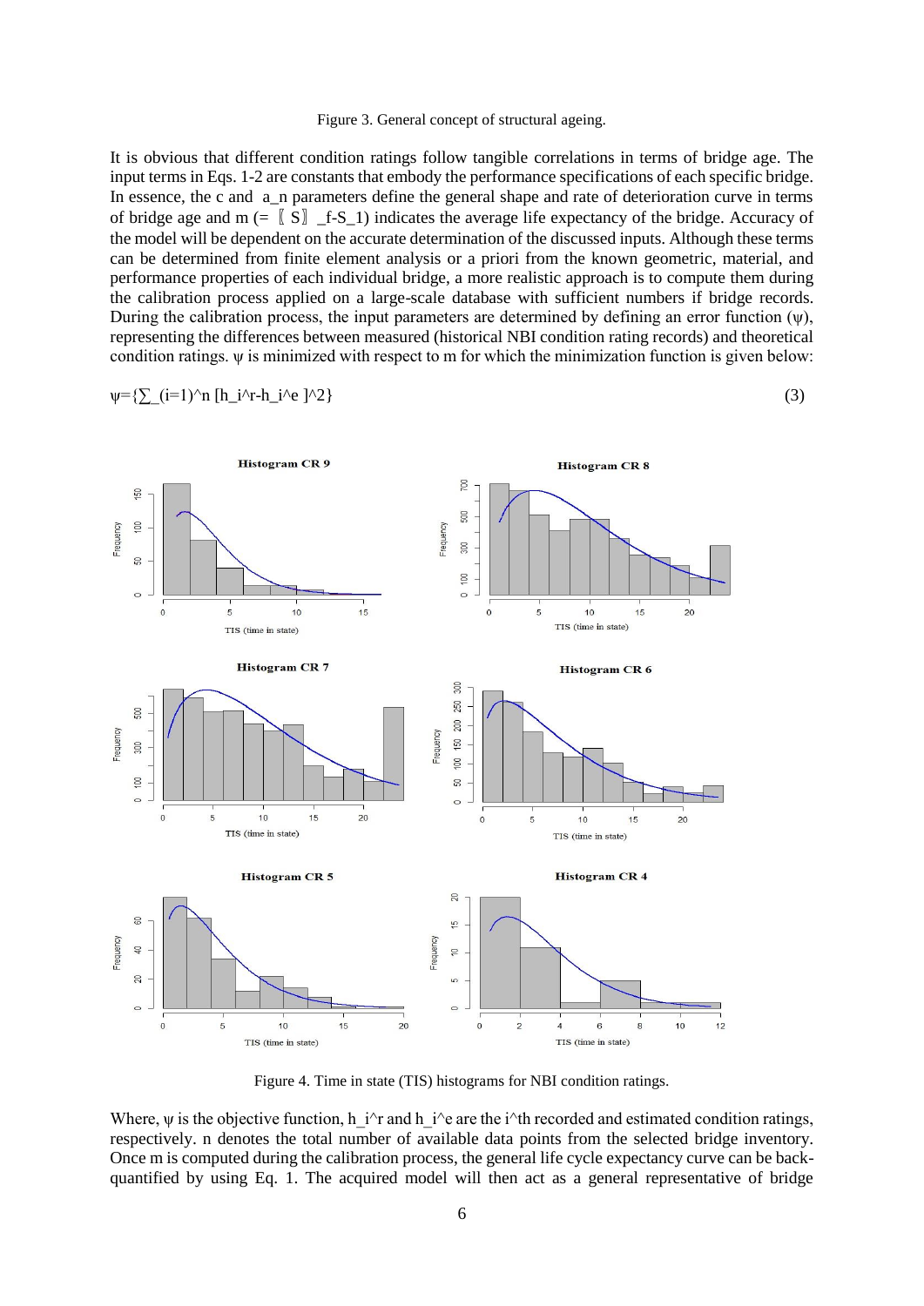Figure 3. General concept of structural ageing.

It is obvious that different condition ratings follow tangible correlations in terms of bridge age. The input terms in Eqs. 1-2 are constants that embody the performance specifications of each specific bridge. In essence, the c and $a_n$ parameters define the general shape and rate of deterioration curve in terms of bridge age and m (= $S_f - S_1$) indicates the average life expectancy of the bridge. Accuracy of the model will be dependent on the accurate determination of the discussed inputs. Although these terms can be determined from finite element analysis or a priori from the known geometric, material, and performance properties of each individual bridge, a more realistic approach is to compute them during the calibration process applied on a large-scale database with sufficient numbers if bridge records. During the calibration process, the input parameters are determined by defining an error function (ψ), representing the differences between measured (historical NBI condition rating records) and theoretical condition ratings. ψ is minimized with respect to m for which the minimization function is given below:

$$\psi=\left\{\sum_{i=1}^{n}\left[h_i^r-h_i^e\right]^2\right\} \tag{3}$$

Figure 4. Time in state (TIS) histograms for NBI condition ratings.

Where, ψ is the objective function, $h_i^r$ and $h_i^e$ are the $i^{th}$ recorded and estimated condition ratings, respectively. n denotes the total number of available data points from the selected bridge inventory. Once m is computed during the calibration process, the general life cycle expectancy curve can be back-quantified by using Eq. 1. The acquired model will then act as a general representative of bridge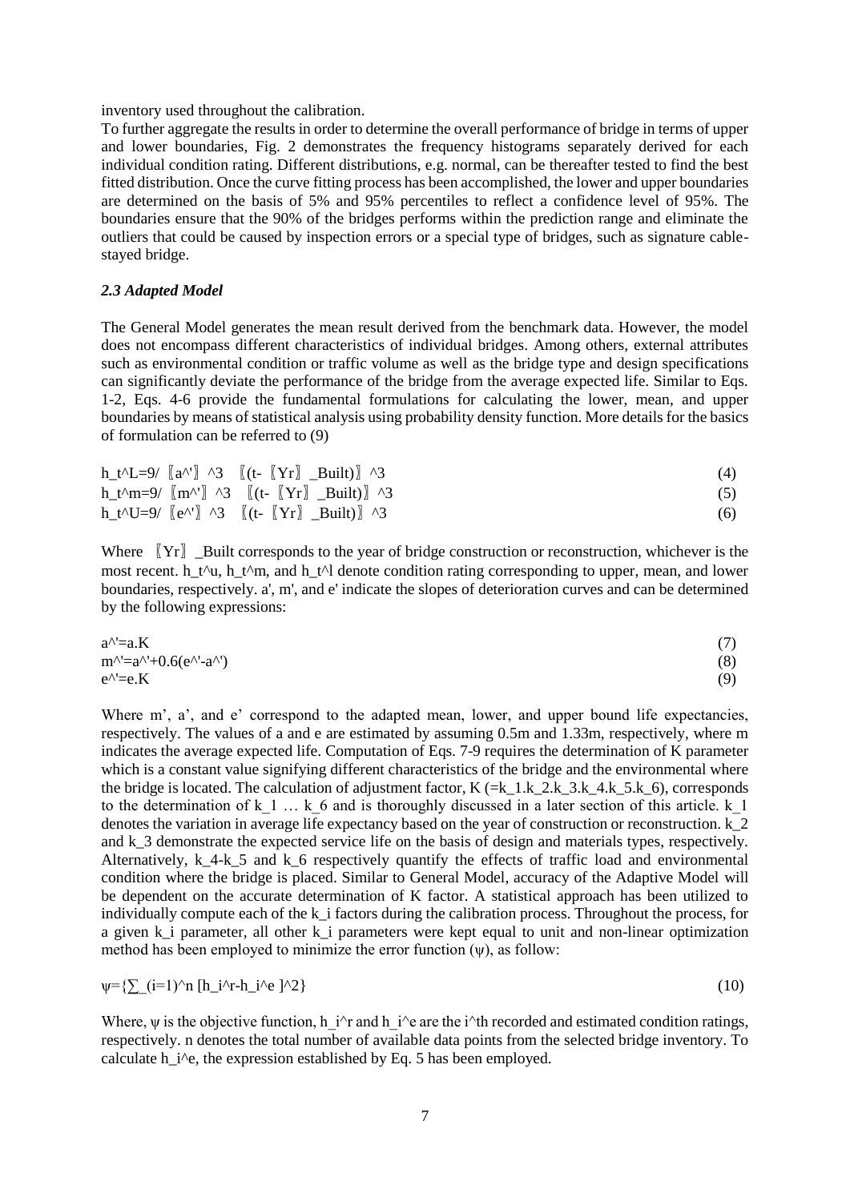inventory used throughout the calibration.

To further aggregate the results in order to determine the overall performance of bridge in terms of upper and lower boundaries, Fig. 2 demonstrates the frequency histograms separately derived for each individual condition rating. Different distributions, e.g. normal, can be thereafter tested to find the best fitted distribution. Once the curve fitting process has been accomplished, the lower and upper boundaries are determined on the basis of 5% and 95% percentiles to reflect a confidence level of 95%. The boundaries ensure that the 90% of the bridges performs within the prediction range and eliminate the outliers that could be caused by inspection errors or a special type of bridges, such as signature cable-stayed bridge.

### *2.3 Adapted Model*

The General Model generates the mean result derived from the benchmark data. However, the model does not encompass different characteristics of individual bridges. Among others, external attributes such as environmental condition or traffic volume as well as the bridge type and design specifications can significantly deviate the performance of the bridge from the average expected life. Similar to Eqs. 1-2, Eqs. 4-6 provide the fundamental formulations for calculating the lower, mean, and upper boundaries by means of statistical analysis using probability density function. More details for the basics of formulation can be referred to (9)

$$h_t^L=9/{a'}^3 \, (t-{Yr}_{Built})^3 \tag{4}$$

$$h_t^m=9/{m'}^3 \, (t-{Yr}_{Built})^3 \tag{5}$$

$$h_t^U=9/{e'}^3 \, (t-{Yr}_{Built})^3 \tag{6}$$

Where ${Yr}_{Built}$ corresponds to the year of bridge construction or reconstruction, whichever is the most recent. $h_t^u$, $h_t^m$, and $h_t^l$ denote condition rating corresponding to upper, mean, and lower boundaries, respectively. a', m', and e' indicate the slopes of deterioration curves and can be determined by the following expressions:

$$a'=a.K \tag{7}$$

$$m'=a'+0.6(e'-a') \tag{8}$$

$$e'=e.K \tag{9}$$

Where m', a', and e' correspond to the adapted mean, lower, and upper bound life expectancies, respectively. The values of a and e are estimated by assuming 0.5m and 1.33m, respectively, where m indicates the average expected life. Computation of Eqs. 7-9 requires the determination of K parameter which is a constant value signifying different characteristics of the bridge and the environmental where the bridge is located. The calculation of adjustment factor, K ($=k_1.k_2.k_3.k_4.k_5.k_6$), corresponds to the determination of $k_1$ … $k_6$ and is thoroughly discussed in a later section of this article. $k_1$ denotes the variation in average life expectancy based on the year of construction or reconstruction. $k_2$ and $k_3$ demonstrate the expected service life on the basis of design and materials types, respectively. Alternatively, $k_4$-$k_5$ and $k_6$ respectively quantify the effects of traffic load and environmental condition where the bridge is placed. Similar to General Model, accuracy of the Adaptive Model will be dependent on the accurate determination of K factor. A statistical approach has been utilized to individually compute each of the $k_i$ factors during the calibration process. Throughout the process, for a given $k_i$ parameter, all other $k_i$ parameters were kept equal to unit and non-linear optimization method has been employed to minimize the error function ($\psi$), as follow:

$$\psi=\left\{\sum_{i=1}^{n}\left[h_i^r-h_i^e\right]^2\right\} \tag{10}$$

Where, $\psi$ is the objective function, $h_i^r$ and $h_i^e$ are the $i^{th}$ recorded and estimated condition ratings, respectively. n denotes the total number of available data points from the selected bridge inventory. To calculate $h_i^e$, the expression established by Eq. 5 has been employed.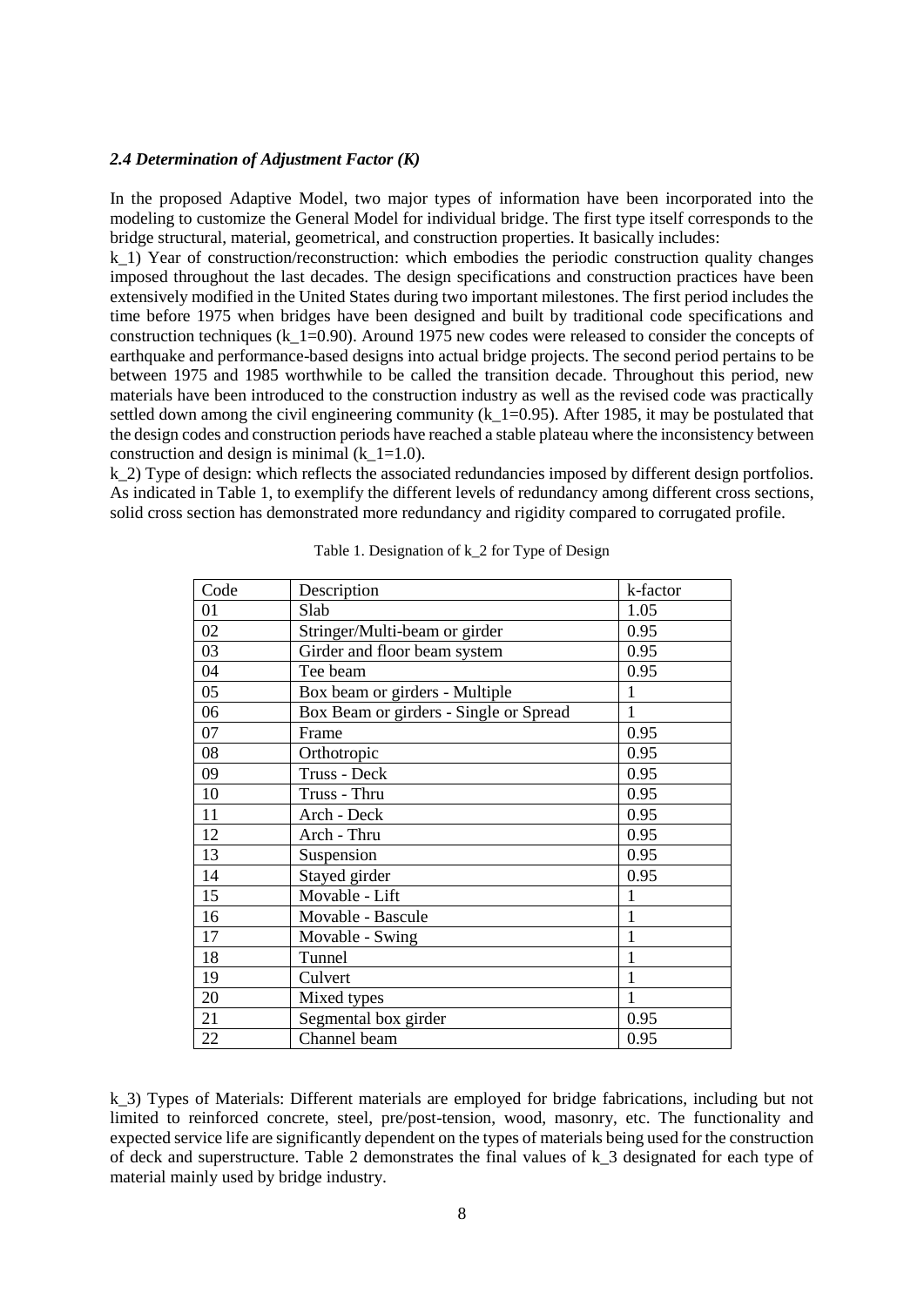### *2.4 Determination of Adjustment Factor (K)*

In the proposed Adaptive Model, two major types of information have been incorporated into the modeling to customize the General Model for individual bridge. The first type itself corresponds to the bridge structural, material, geometrical, and construction properties. It basically includes:

$k_1$) Year of construction/reconstruction: which embodies the periodic construction quality changes imposed throughout the last decades. The design specifications and construction practices have been extensively modified in the United States during two important milestones. The first period includes the time before 1975 when bridges have been designed and built by traditional code specifications and construction techniques ($k_1=0.90$). Around 1975 new codes were released to consider the concepts of earthquake and performance-based designs into actual bridge projects. The second period pertains to be between 1975 and 1985 worthwhile to be called the transition decade. Throughout this period, new materials have been introduced to the construction industry as well as the revised code was practically settled down among the civil engineering community ($k_1=0.95$). After 1985, it may be postulated that the design codes and construction periods have reached a stable plateau where the inconsistency between construction and design is minimal ($k_1=1.0$).

$k_2$) Type of design: which reflects the associated redundancies imposed by different design portfolios. As indicated in Table 1, to exemplify the different levels of redundancy among different cross sections, solid cross section has demonstrated more redundancy and rigidity compared to corrugated profile.

Table 1. Designation of $k_2$ for Type of Design

| Code | Description | k-factor |
|---|---|---|
| 01 | Slab | 1.05 |
| 02 | Stringer/Multi-beam or girder | 0.95 |
| 03 | Girder and floor beam system | 0.95 |
| 04 | Tee beam | 0.95 |
| 05 | Box beam or girders - Multiple | 1 |
| 06 | Box Beam or girders - Single or Spread | 1 |
| 07 | Frame | 0.95 |
| 08 | Orthotropic | 0.95 |
| 09 | Truss - Deck | 0.95 |
| 10 | Truss - Thru | 0.95 |
| 11 | Arch - Deck | 0.95 |
| 12 | Arch - Thru | 0.95 |
| 13 | Suspension | 0.95 |
| 14 | Stayed girder | 0.95 |
| 15 | Movable - Lift | 1 |
| 16 | Movable - Bascule | 1 |
| 17 | Movable - Swing | 1 |
| 18 | Tunnel | 1 |
| 19 | Culvert | 1 |
| 20 | Mixed types | 1 |
| 21 | Segmental box girder | 0.95 |
| 22 | Channel beam | 0.95 |

$k_3$) Types of Materials: Different materials are employed for bridge fabrications, including but not limited to reinforced concrete, steel, pre/post-tension, wood, masonry, etc. The functionality and expected service life are significantly dependent on the types of materials being used for the construction of deck and superstructure. Table 2 demonstrates the final values of $k_3$ designated for each type of material mainly used by bridge industry.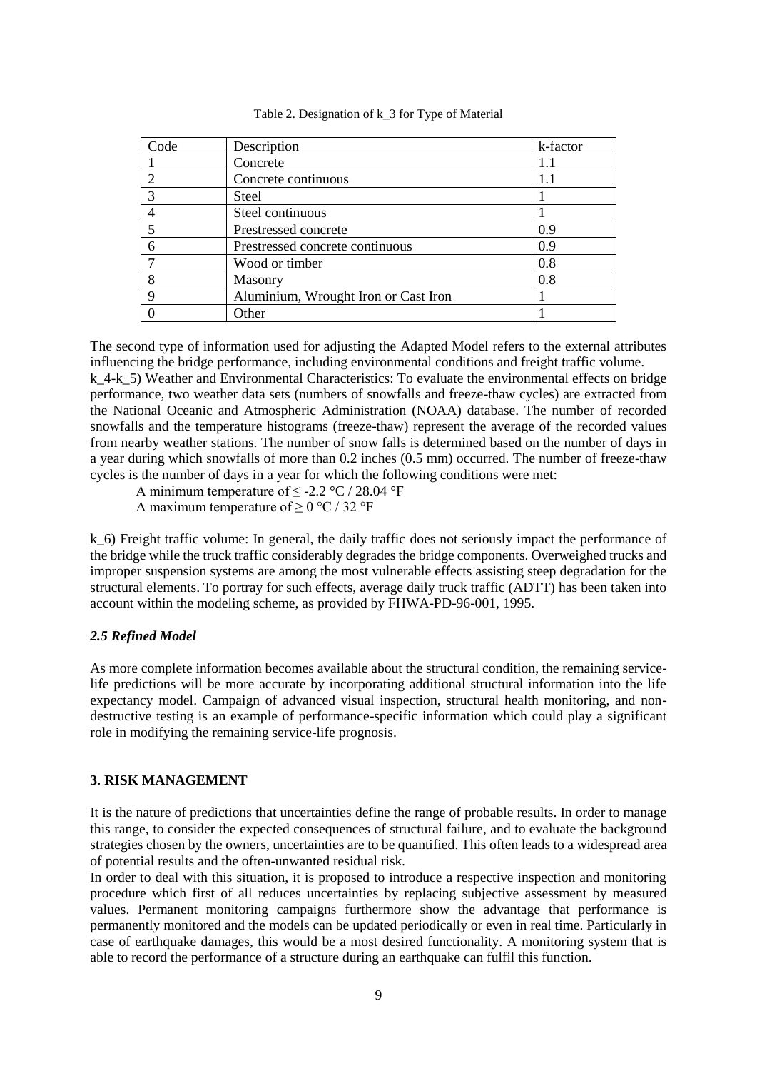Table 2. Designation of $k_3$ for Type of Material

| Code | Description | k-factor |
|---|---|---|
| 1 | Concrete | 1.1 |
| 2 | Concrete continuous | 1.1 |
| 3 | Steel | 1 |
| 4 | Steel continuous | 1 |
| 5 | Prestressed concrete | 0.9 |
| 6 | Prestressed concrete continuous | 0.9 |
| 7 | Wood or timber | 0.8 |
| 8 | Masonry | 0.8 |
| 9 | Aluminium, Wrought Iron or Cast Iron | 1 |
| 0 | Other | 1 |

The second type of information used for adjusting the Adapted Model refers to the external attributes influencing the bridge performance, including environmental conditions and freight traffic volume.
$k_4$-$k_5$) Weather and Environmental Characteristics: To evaluate the environmental effects on bridge performance, two weather data sets (numbers of snowfalls and freeze-thaw cycles) are extracted from the National Oceanic and Atmospheric Administration (NOAA) database. The number of recorded snowfalls and the temperature histograms (freeze-thaw) represent the average of the recorded values from nearby weather stations. The number of snow falls is determined based on the number of days in a year during which snowfalls of more than 0.2 inches (0.5 mm) occurred. The number of freeze-thaw cycles is the number of days in a year for which the following conditions were met:

A minimum temperature of $\leq$ -2.2 °C / 28.04 °F
A maximum temperature of $\geq$ 0 °C / 32 °F

$k_6$) Freight traffic volume: In general, the daily traffic does not seriously impact the performance of the bridge while the truck traffic considerably degrades the bridge components. Overweighed trucks and improper suspension systems are among the most vulnerable effects assisting steep degradation for the structural elements. To portray for such effects, average daily truck traffic (ADTT) has been taken into account within the modeling scheme, as provided by FHWA-PD-96-001, 1995.

### *2.5 Refined Model*

As more complete information becomes available about the structural condition, the remaining service-life predictions will be more accurate by incorporating additional structural information into the life expectancy model. Campaign of advanced visual inspection, structural health monitoring, and non-destructive testing is an example of performance-specific information which could play a significant role in modifying the remaining service-life prognosis.

## 3. RISK MANAGEMENT

It is the nature of predictions that uncertainties define the range of probable results. In order to manage this range, to consider the expected consequences of structural failure, and to evaluate the background strategies chosen by the owners, uncertainties are to be quantified. This often leads to a widespread area of potential results and the often-unwanted residual risk.
In order to deal with this situation, it is proposed to introduce a respective inspection and monitoring procedure which first of all reduces uncertainties by replacing subjective assessment by measured values. Permanent monitoring campaigns furthermore show the advantage that performance is permanently monitored and the models can be updated periodically or even in real time. Particularly in case of earthquake damages, this would be a most desired functionality. A monitoring system that is able to record the performance of a structure during an earthquake can fulfil this function.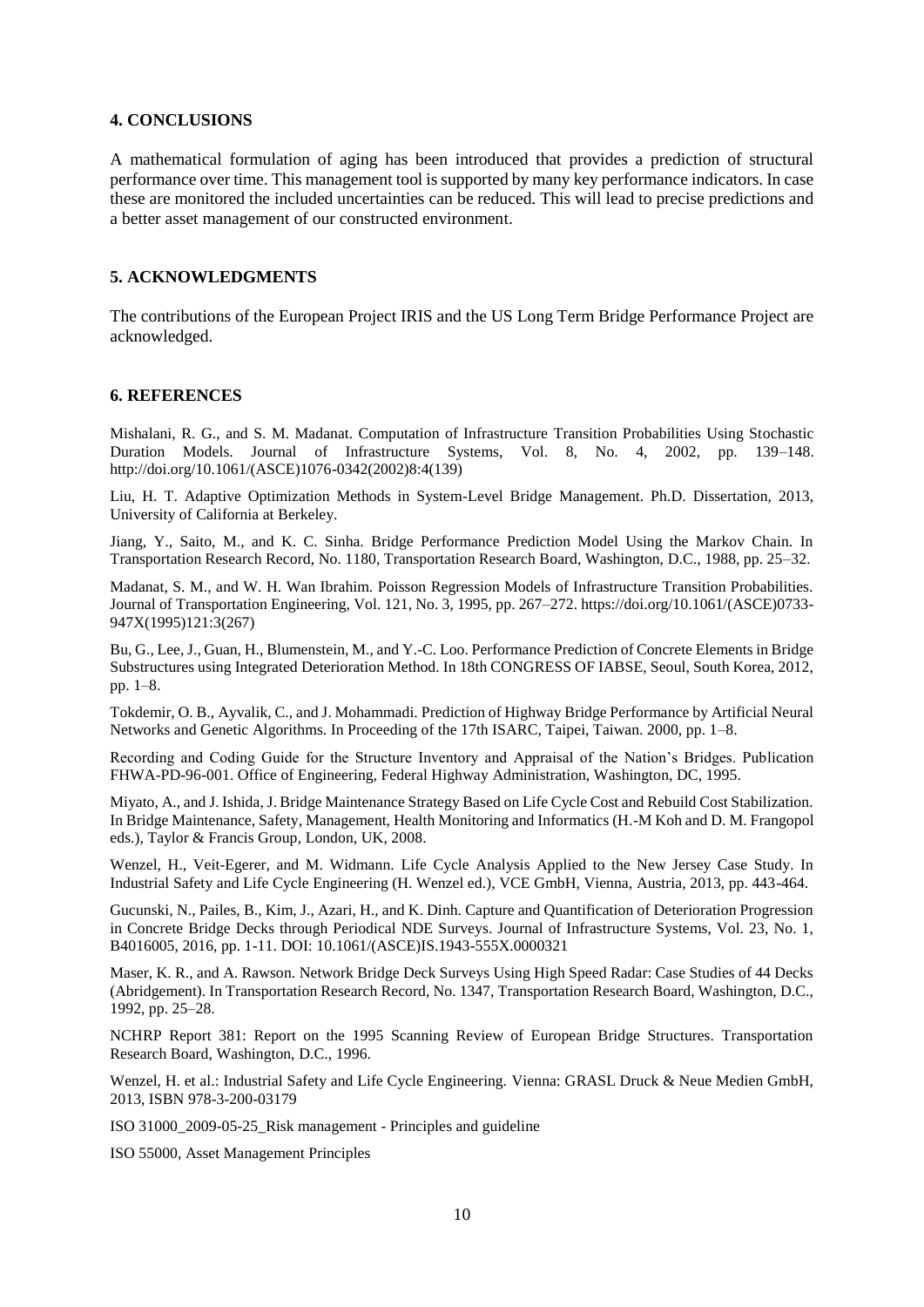## 4. CONCLUSIONS

A mathematical formulation of aging has been introduced that provides a prediction of structural performance over time. This management tool is supported by many key performance indicators. In case these are monitored the included uncertainties can be reduced. This will lead to precise predictions and a better asset management of our constructed environment.

## 5. ACKNOWLEDGMENTS

The contributions of the European Project IRIS and the US Long Term Bridge Performance Project are acknowledged.

## 6. REFERENCES

Mishalani, R. G., and S. M. Madanat. Computation of Infrastructure Transition Probabilities Using Stochastic Duration Models. Journal of Infrastructure Systems, Vol. 8, No. 4, 2002, pp. 139–148. http://doi.org/10.1061/(ASCE)1076-0342(2002)8:4(139)

Liu, H. T. Adaptive Optimization Methods in System-Level Bridge Management. Ph.D. Dissertation, 2013, University of California at Berkeley.

Jiang, Y., Saito, M., and K. C. Sinha. Bridge Performance Prediction Model Using the Markov Chain. In Transportation Research Record, No. 1180, Transportation Research Board, Washington, D.C., 1988, pp. 25–32.

Madanat, S. M., and W. H. Wan Ibrahim. Poisson Regression Models of Infrastructure Transition Probabilities. Journal of Transportation Engineering, Vol. 121, No. 3, 1995, pp. 267–272. https://doi.org/10.1061/(ASCE)0733-947X(1995)121:3(267)

Bu, G., Lee, J., Guan, H., Blumenstein, M., and Y.-C. Loo. Performance Prediction of Concrete Elements in Bridge Substructures using Integrated Deterioration Method. In 18th CONGRESS OF IABSE, Seoul, South Korea, 2012, pp. 1–8.

Tokdemir, O. B., Ayvalik, C., and J. Mohammadi. Prediction of Highway Bridge Performance by Artificial Neural Networks and Genetic Algorithms. In Proceeding of the 17th ISARC, Taipei, Taiwan. 2000, pp. 1–8.

Recording and Coding Guide for the Structure Inventory and Appraisal of the Nation's Bridges. Publication FHWA-PD-96-001. Office of Engineering, Federal Highway Administration, Washington, DC, 1995.

Miyato, A., and J. Ishida, J. Bridge Maintenance Strategy Based on Life Cycle Cost and Rebuild Cost Stabilization. In Bridge Maintenance, Safety, Management, Health Monitoring and Informatics (H.-M Koh and D. M. Frangopol eds.), Taylor & Francis Group, London, UK, 2008.

Wenzel, H., Veit-Egerer, and M. Widmann. Life Cycle Analysis Applied to the New Jersey Case Study. In Industrial Safety and Life Cycle Engineering (H. Wenzel ed.), VCE GmbH, Vienna, Austria, 2013, pp. 443-464.

Gucunski, N., Pailes, B., Kim, J., Azari, H., and K. Dinh. Capture and Quantification of Deterioration Progression in Concrete Bridge Decks through Periodical NDE Surveys. Journal of Infrastructure Systems, Vol. 23, No. 1, B4016005, 2016, pp. 1-11. DOI: 10.1061/(ASCE)IS.1943-555X.0000321

Maser, K. R., and A. Rawson. Network Bridge Deck Surveys Using High Speed Radar: Case Studies of 44 Decks (Abridgement). In Transportation Research Record, No. 1347, Transportation Research Board, Washington, D.C., 1992, pp. 25–28.

NCHRP Report 381: Report on the 1995 Scanning Review of European Bridge Structures. Transportation Research Board, Washington, D.C., 1996.

Wenzel, H. et al.: Industrial Safety and Life Cycle Engineering. Vienna: GRASL Druck & Neue Medien GmbH, 2013, ISBN 978-3-200-03179

ISO 31000_2009-05-25_Risk management - Principles and guideline

ISO 55000, Asset Management Principles